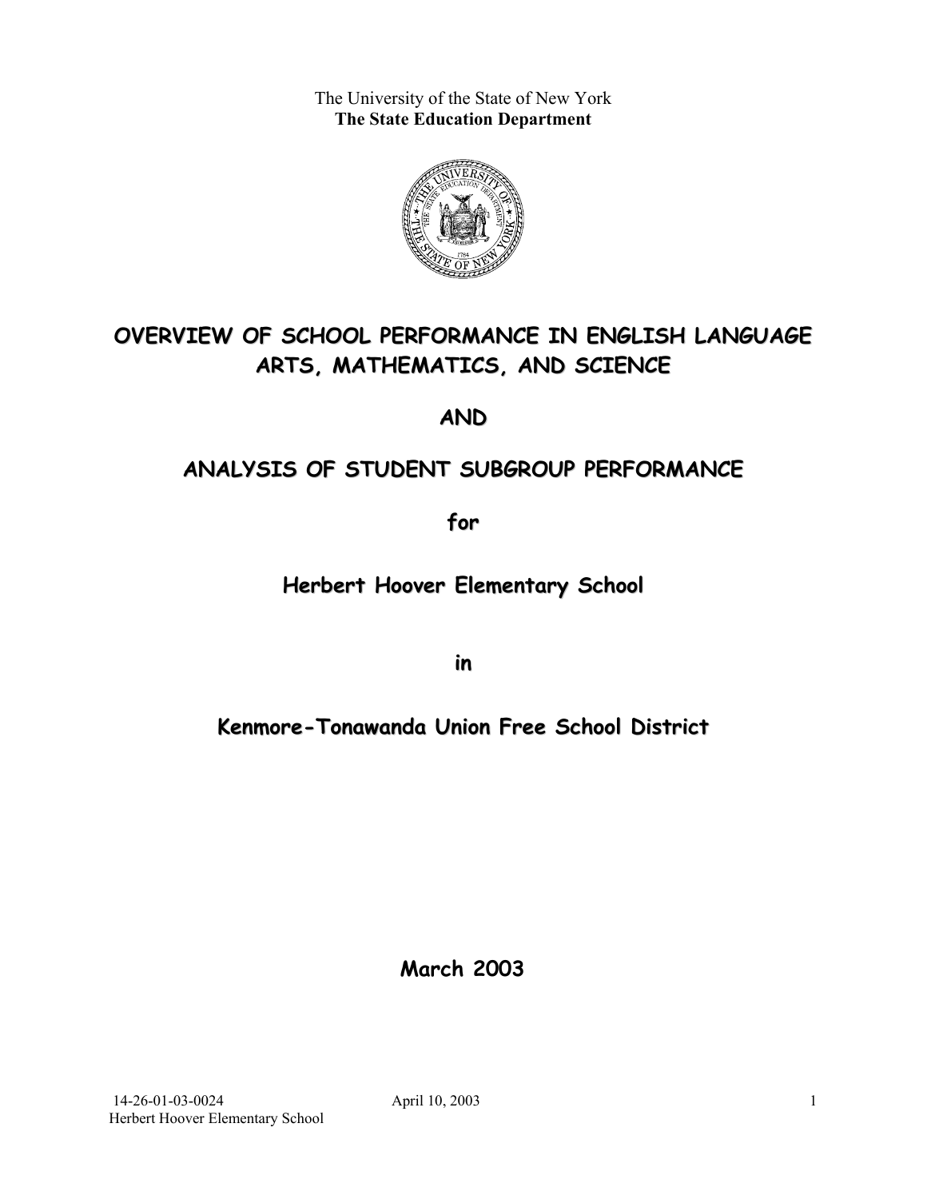The University of the State of New York
**The State Education Department**

# OVERVIEW OF SCHOOL PERFORMANCE IN ENGLISH LANGUAGE ARTS, MATHEMATICS, AND SCIENCE

## AND

## ANALYSIS OF STUDENT SUBGROUP PERFORMANCE

## for

## Herbert Hoover Elementary School

## in

## Kenmore-Tonawanda Union Free School District

**March 2003**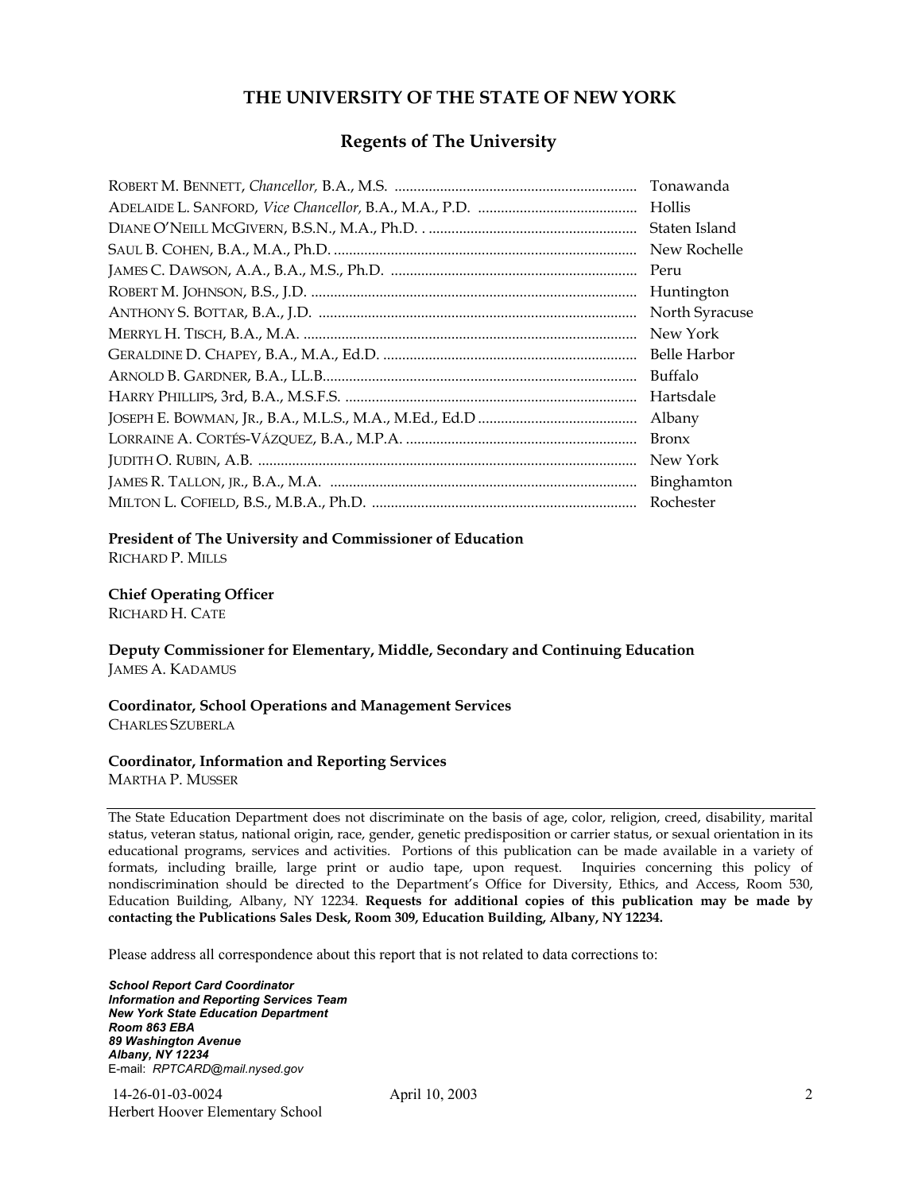## THE UNIVERSITY OF THE STATE OF NEW YORK

### Regents of The University

| | |
|---|---|
| ROBERT M. BENNETT, *Chancellor,* B.A., M.S. | Tonawanda |
| ADELAIDE L. SANFORD, *Vice Chancellor,* B.A., M.A., P.D. | Hollis |
| DIANE O'NEILL MCGIVERN, B.S.N., M.A., Ph.D. | Staten Island |
| SAUL B. COHEN, B.A., M.A., Ph.D. | New Rochelle |
| JAMES C. DAWSON, A.A., B.A., M.S., Ph.D. | Peru |
| ROBERT M. JOHNSON, B.S., J.D. | Huntington |
| ANTHONY S. BOTTAR, B.A., J.D. | North Syracuse |
| MERRYL H. TISCH, B.A., M.A. | New York |
| GERALDINE D. CHAPEY, B.A., M.A., Ed.D. | Belle Harbor |
| ARNOLD B. GARDNER, B.A., LL.B. | Buffalo |
| HARRY PHILLIPS, 3rd, B.A., M.S.F.S. | Hartsdale |
| JOSEPH E. BOWMAN, JR., B.A., M.L.S., M.A., M.Ed., Ed.D | Albany |
| LORRAINE A. CORTÉS-VÁZQUEZ, B.A., M.P.A. | Bronx |
| JUDITH O. RUBIN, A.B. | New York |
| JAMES R. TALLON, JR., B.A., M.A. | Binghamton |
| MILTON L. COFIELD, B.S., M.B.A., Ph.D. | Rochester |

**President of The University and Commissioner of Education**
RICHARD P. MILLS

**Chief Operating Officer**
RICHARD H. CATE

**Deputy Commissioner for Elementary, Middle, Secondary and Continuing Education**
JAMES A. KADAMUS

**Coordinator, School Operations and Management Services**
CHARLES SZUBERLA

**Coordinator, Information and Reporting Services**
MARTHA P. MUSSER

---

The State Education Department does not discriminate on the basis of age, color, religion, creed, disability, marital status, veteran status, national origin, race, gender, genetic predisposition or carrier status, or sexual orientation in its educational programs, services and activities. Portions of this publication can be made available in a variety of formats, including braille, large print or audio tape, upon request. Inquiries concerning this policy of nondiscrimination should be directed to the Department's Office for Diversity, Ethics, and Access, Room 530, Education Building, Albany, NY 12234. **Requests for additional copies of this publication may be made by contacting the Publications Sales Desk, Room 309, Education Building, Albany, NY 12234.**

Please address all correspondence about this report that is not related to data corrections to:

***School Report Card Coordinator***
***Information and Reporting Services Team***
***New York State Education Department***
***Room 863 EBA***
***89 Washington Avenue***
***Albany, NY 12234***
E-mail: *RPTCARD@mail.nysed.gov*

14-26-01-03-0024 April 10, 2003
Herbert Hoover Elementary School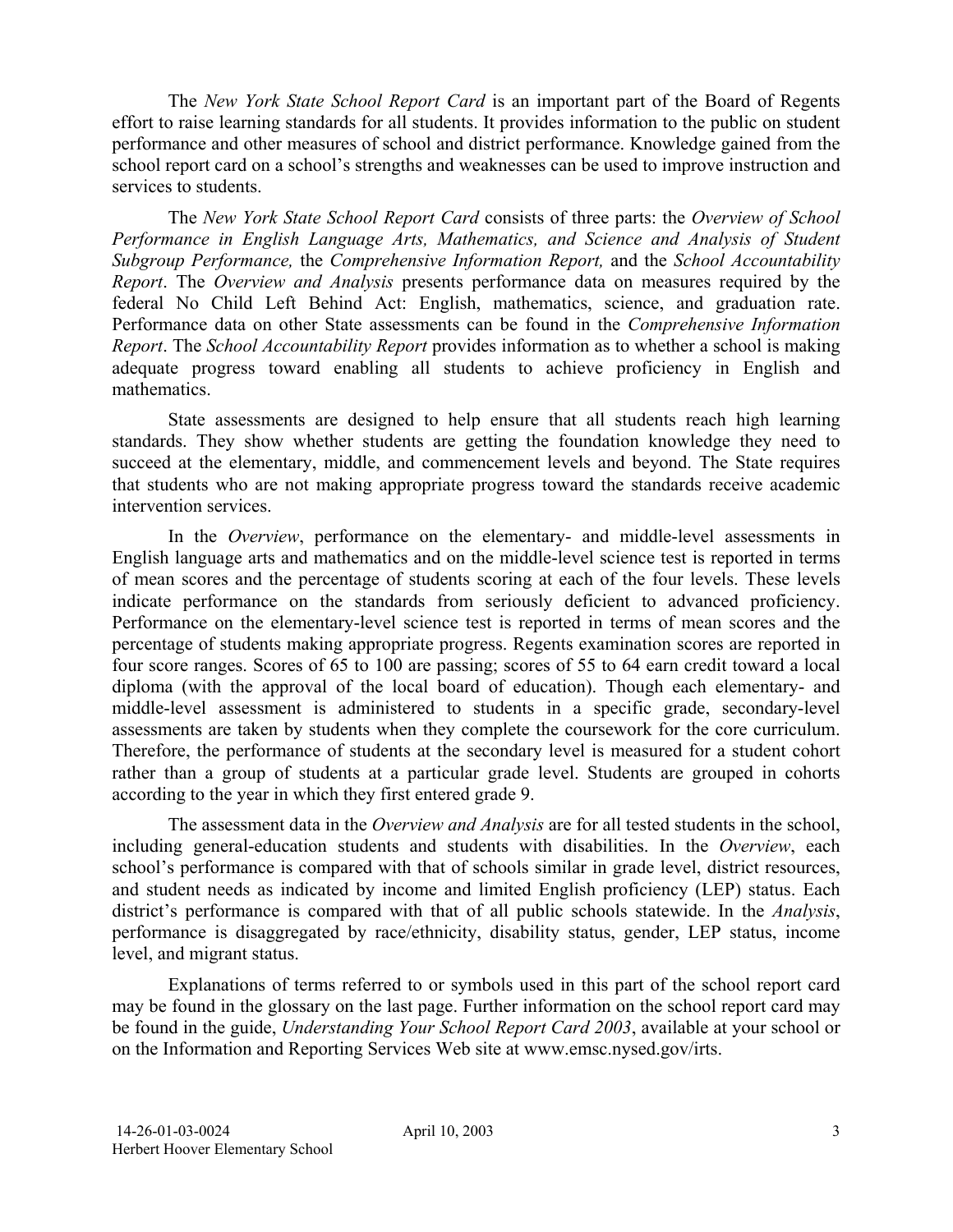The *New York State School Report Card* is an important part of the Board of Regents effort to raise learning standards for all students. It provides information to the public on student performance and other measures of school and district performance. Knowledge gained from the school report card on a school's strengths and weaknesses can be used to improve instruction and services to students.

The *New York State School Report Card* consists of three parts: the *Overview of School Performance in English Language Arts, Mathematics, and Science and Analysis of Student Subgroup Performance,* the *Comprehensive Information Report,* and the *School Accountability Report*. The *Overview and Analysis* presents performance data on measures required by the federal No Child Left Behind Act: English, mathematics, science, and graduation rate. Performance data on other State assessments can be found in the *Comprehensive Information Report*. The *School Accountability Report* provides information as to whether a school is making adequate progress toward enabling all students to achieve proficiency in English and mathematics.

State assessments are designed to help ensure that all students reach high learning standards. They show whether students are getting the foundation knowledge they need to succeed at the elementary, middle, and commencement levels and beyond. The State requires that students who are not making appropriate progress toward the standards receive academic intervention services.

In the *Overview*, performance on the elementary- and middle-level assessments in English language arts and mathematics and on the middle-level science test is reported in terms of mean scores and the percentage of students scoring at each of the four levels. These levels indicate performance on the standards from seriously deficient to advanced proficiency. Performance on the elementary-level science test is reported in terms of mean scores and the percentage of students making appropriate progress. Regents examination scores are reported in four score ranges. Scores of 65 to 100 are passing; scores of 55 to 64 earn credit toward a local diploma (with the approval of the local board of education). Though each elementary- and middle-level assessment is administered to students in a specific grade, secondary-level assessments are taken by students when they complete the coursework for the core curriculum. Therefore, the performance of students at the secondary level is measured for a student cohort rather than a group of students at a particular grade level. Students are grouped in cohorts according to the year in which they first entered grade 9.

The assessment data in the *Overview and Analysis* are for all tested students in the school, including general-education students and students with disabilities. In the *Overview*, each school's performance is compared with that of schools similar in grade level, district resources, and student needs as indicated by income and limited English proficiency (LEP) status. Each district's performance is compared with that of all public schools statewide. In the *Analysis*, performance is disaggregated by race/ethnicity, disability status, gender, LEP status, income level, and migrant status.

Explanations of terms referred to or symbols used in this part of the school report card may be found in the glossary on the last page. Further information on the school report card may be found in the guide, *Understanding Your School Report Card 2003*, available at your school or on the Information and Reporting Services Web site at www.emsc.nysed.gov/irts.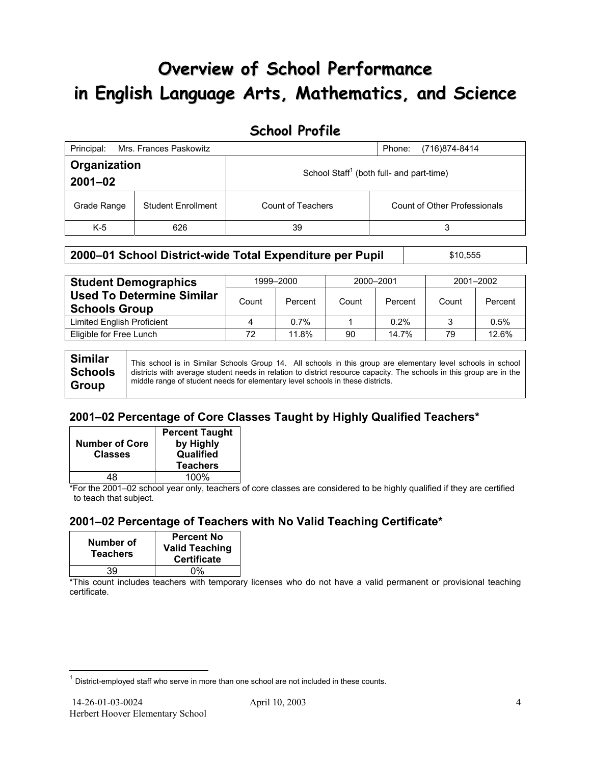# Overview of School Performance in English Language Arts, Mathematics, and Science

## School Profile

| Principal: Mrs. Frances Paskowitz | | Phone: (716)874-8414 | |
|---|---|---|---|
| **Organization 2001–02** | | School Staff[1] (both full- and part-time) | |
| Grade Range | Student Enrollment | Count of Teachers | Count of Other Professionals |
| K-5 | 626 | 39 | 3 |

| **2000–01 School District-wide Total Expenditure per Pupil** | $10,555 |
|---|---|

| **Student Demographics Used To Determine Similar Schools Group** | 1999–2000 | | 2000–2001 | | 2001–2002 | |
|---|---|---|---|---|---|---|
| | Count | Percent | Count | Percent | Count | Percent |
| Limited English Proficient | 4 | 0.7% | 1 | 0.2% | 3 | 0.5% |
| Eligible for Free Lunch | 72 | 11.8% | 90 | 14.7% | 79 | 12.6% |

| **Similar Schools Group** | This school is in Similar Schools Group 14. All schools in this group are elementary level schools in school districts with average student needs in relation to district resource capacity. The schools in this group are in the middle range of student needs for elementary level schools in these districts. |
|---|---|

### 2001–02 Percentage of Core Classes Taught by Highly Qualified Teachers*

| Number of Core Classes | Percent Taught by Highly Qualified Teachers |
|---|---|
| 48 | 100% |

*For the 2001–02 school year only, teachers of core classes are considered to be highly qualified if they are certified to teach that subject.

### 2001–02 Percentage of Teachers with No Valid Teaching Certificate*

| Number of Teachers | Percent No Valid Teaching Certificate |
|---|---|
| 39 | 0% |

*This count includes teachers with temporary licenses who do not have a valid permanent or provisional teaching certificate.

[1] District-employed staff who serve in more than one school are not included in these counts.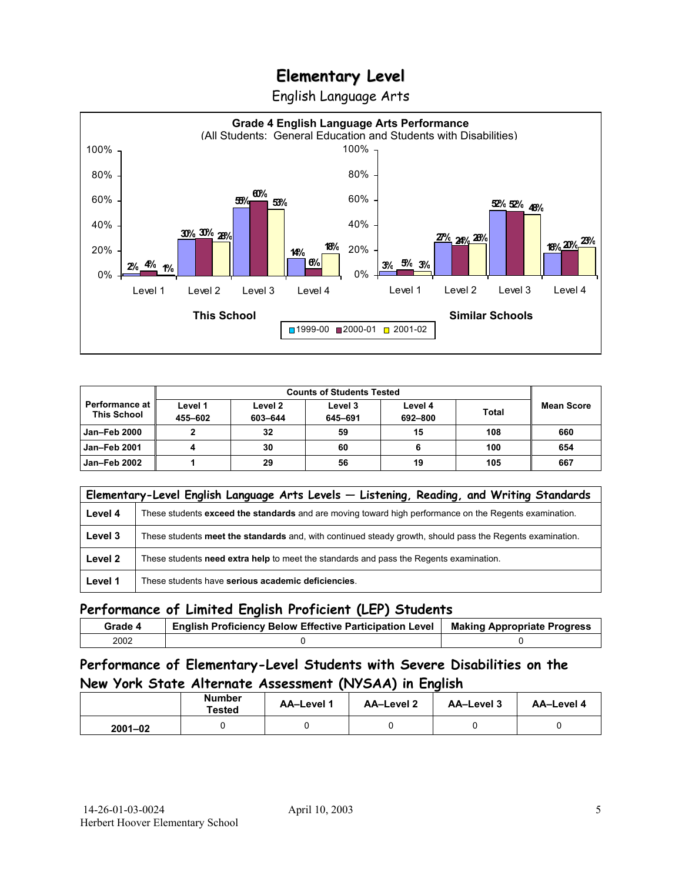# Elementary Level

English Language Arts

**Grade 4 English Language Arts Performance**
(All Students: General Education and Students with Disabilities)

| | This School 1999-00 | This School 2000-01 | This School 2001-02 | Similar Schools 1999-00 | Similar Schools 2000-01 | Similar Schools 2001-02 |
|---|---|---|---|---|---|---|
| Level 1 | 2% | 4% | 1% | 3% | 5% | 3% |
| Level 2 | 30% | 30% | 28% | 27% | 24% | 26% |
| Level 3 | 55% | 60% | 53% | 52% | 52% | 48% |
| Level 4 | 14% | 6% | 18% | 18% | 20% | 23% |

| Performance at This School | Counts of Students Tested | | | | | Mean Score |
|---|---|---|---|---|---|---|
| | Level 1 455–602 | Level 2 603–644 | Level 3 645–691 | Level 4 692–800 | Total | |
| Jan–Feb 2000 | 2 | 32 | 59 | 15 | 108 | 660 |
| Jan–Feb 2001 | 4 | 30 | 60 | 6 | 100 | 654 |
| Jan–Feb 2002 | 1 | 29 | 56 | 19 | 105 | 667 |

| Elementary-Level English Language Arts Levels — Listening, Reading, and Writing Standards | |
|---|---|
| Level 4 | These students **exceed the standards** and are moving toward high performance on the Regents examination. |
| Level 3 | These students **meet the standards** and, with continued steady growth, should pass the Regents examination. |
| Level 2 | These students **need extra help** to meet the standards and pass the Regents examination. |
| Level 1 | These students have **serious academic deficiencies**. |

## Performance of Limited English Proficient (LEP) Students

| Grade 4 | English Proficiency Below Effective Participation Level | Making Appropriate Progress |
|---|---|---|
| 2002 | 0 | 0 |

## Performance of Elementary-Level Students with Severe Disabilities on the New York State Alternate Assessment (NYSAA) in English

| | Number Tested | AA–Level 1 | AA–Level 2 | AA–Level 3 | AA–Level 4 |
|---|---|---|---|---|---|
| 2001–02 | 0 | 0 | 0 | 0 | 0 |

14-26-01-03-0024 April 10, 2003
Herbert Hoover Elementary School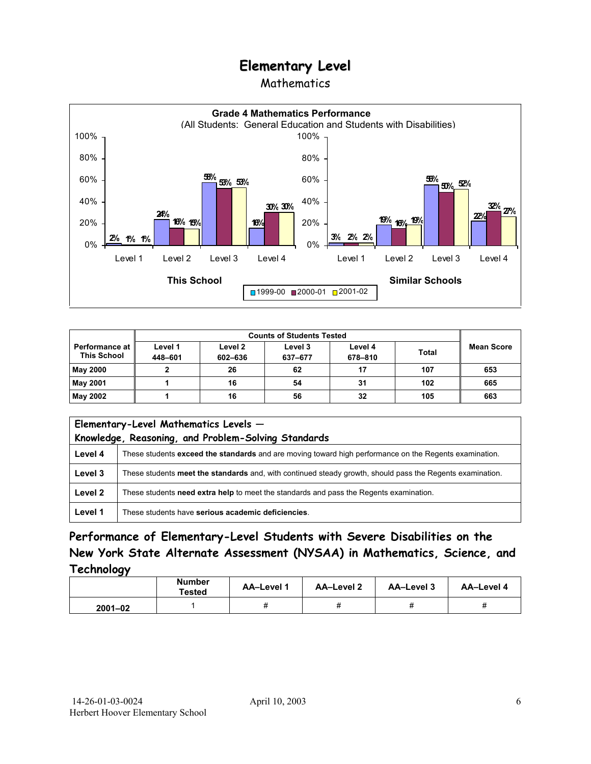# Elementary Level

## Mathematics

**Grade 4 Mathematics Performance**
(All Students: General Education and Students with Disabilities)

| | This School 1999-00 | This School 2000-01 | This School 2001-02 | Similar Schools 1999-00 | Similar Schools 2000-01 | Similar Schools 2001-02 |
|---|---|---|---|---|---|---|
| Level 1 | 2% | 1% | 1% | 3% | 2% | 2% |
| Level 2 | 24% | 16% | 15% | 19% | 16% | 19% |
| Level 3 | 58% | 53% | 53% | 56% | 50% | 52% |
| Level 4 | 16% | 30% | 30% | 22% | 32% | 27% |

| Performance at This School | Counts of Students Tested | | | | | Mean Score |
|---|---|---|---|---|---|---|
| | Level 1 448–601 | Level 2 602–636 | Level 3 637–677 | Level 4 678–810 | Total | |
| May 2000 | 2 | 26 | 62 | 17 | 107 | 653 |
| May 2001 | 1 | 16 | 54 | 31 | 102 | 665 |
| May 2002 | 1 | 16 | 56 | 32 | 105 | 663 |

| Elementary-Level Mathematics Levels — Knowledge, Reasoning, and Problem-Solving Standards | |
|---|---|
| Level 4 | These students **exceed the standards** and are moving toward high performance on the Regents examination. |
| Level 3 | These students **meet the standards** and, with continued steady growth, should pass the Regents examination. |
| Level 2 | These students **need extra help** to meet the standards and pass the Regents examination. |
| Level 1 | These students have **serious academic deficiencies**. |

## Performance of Elementary-Level Students with Severe Disabilities on the New York State Alternate Assessment (NYSAA) in Mathematics, Science, and Technology

| | Number Tested | AA–Level 1 | AA–Level 2 | AA–Level 3 | AA–Level 4 |
|---|---|---|---|---|---|
| 2001–02 | 1 | # | # | # | # |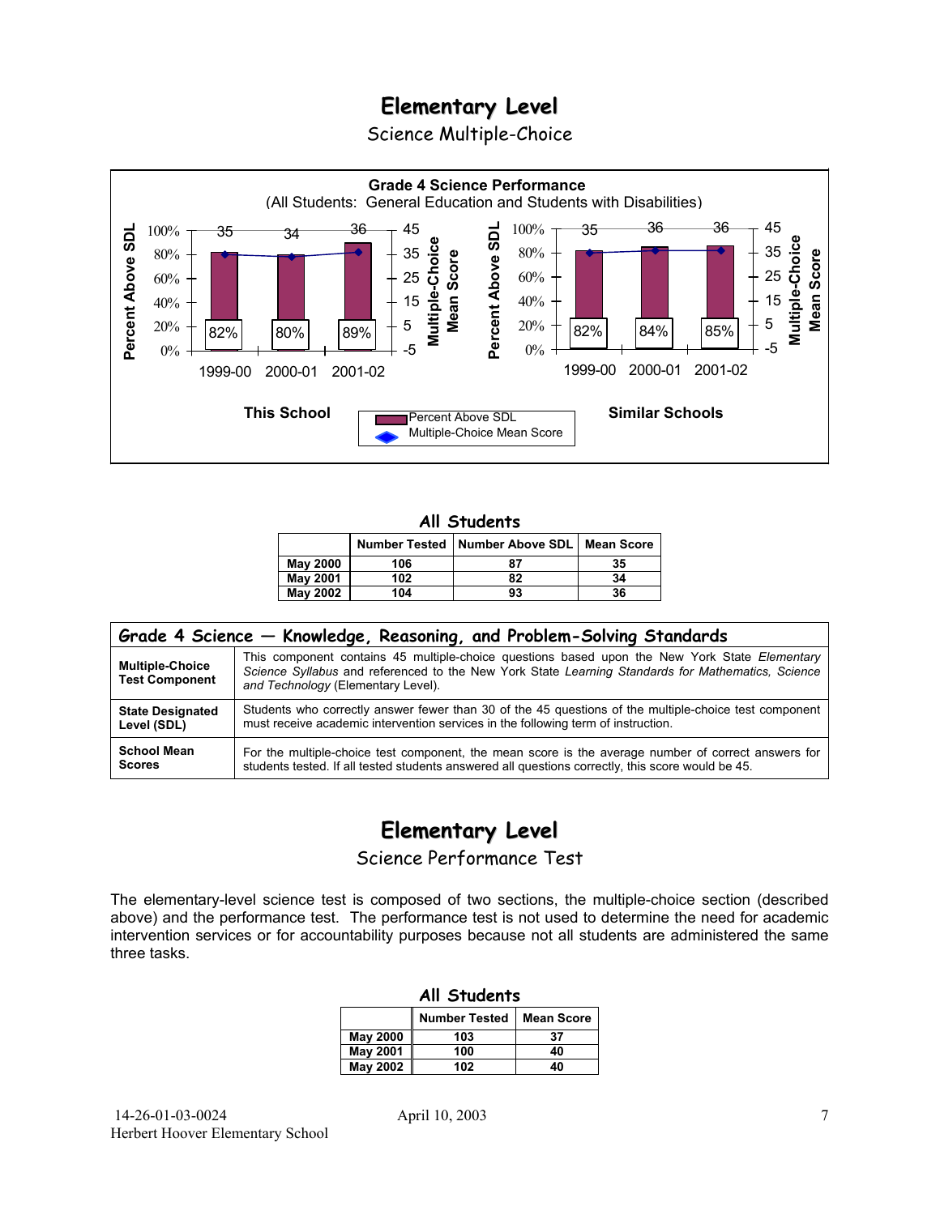# Elementary Level

## Science Multiple-Choice

**Grade 4 Science Performance**
(All Students: General Education and Students with Disabilities)

**This School**

| | 1999-00 | 2000-01 | 2001-02 |
|---|---|---|---|
| Percent Above SDL | 82% | 80% | 89% |
| Multiple-Choice Mean Score | 35 | 34 | 36 |

**Similar Schools**

| | 1999-00 | 2000-01 | 2001-02 |
|---|---|---|---|
| Percent Above SDL | 82% | 84% | 85% |
| Multiple-Choice Mean Score | 35 | 36 | 36 |

### All Students

| | Number Tested | Number Above SDL | Mean Score |
|---|---|---|---|
| May 2000 | 106 | 87 | 35 |
| May 2001 | 102 | 82 | 34 |
| May 2002 | 104 | 93 | 36 |

| Grade 4 Science — Knowledge, Reasoning, and Problem-Solving Standards | |
|---|---|
| **Multiple-Choice Test Component** | This component contains 45 multiple-choice questions based upon the New York State *Elementary Science Syllabus* and referenced to the New York State *Learning Standards for Mathematics, Science and Technology* (Elementary Level). |
| **State Designated Level (SDL)** | Students who correctly answer fewer than 30 of the 45 questions of the multiple-choice test component must receive academic intervention services in the following term of instruction. |
| **School Mean Scores** | For the multiple-choice test component, the mean score is the average number of correct answers for students tested. If all tested students answered all questions correctly, this score would be 45. |

# Elementary Level

## Science Performance Test

The elementary-level science test is composed of two sections, the multiple-choice section (described above) and the performance test. The performance test is not used to determine the need for academic intervention services or for accountability purposes because not all students are administered the same three tasks.

### All Students

| | Number Tested | Mean Score |
|---|---|---|
| May 2000 | 103 | 37 |
| May 2001 | 100 | 40 |
| May 2002 | 102 | 40 |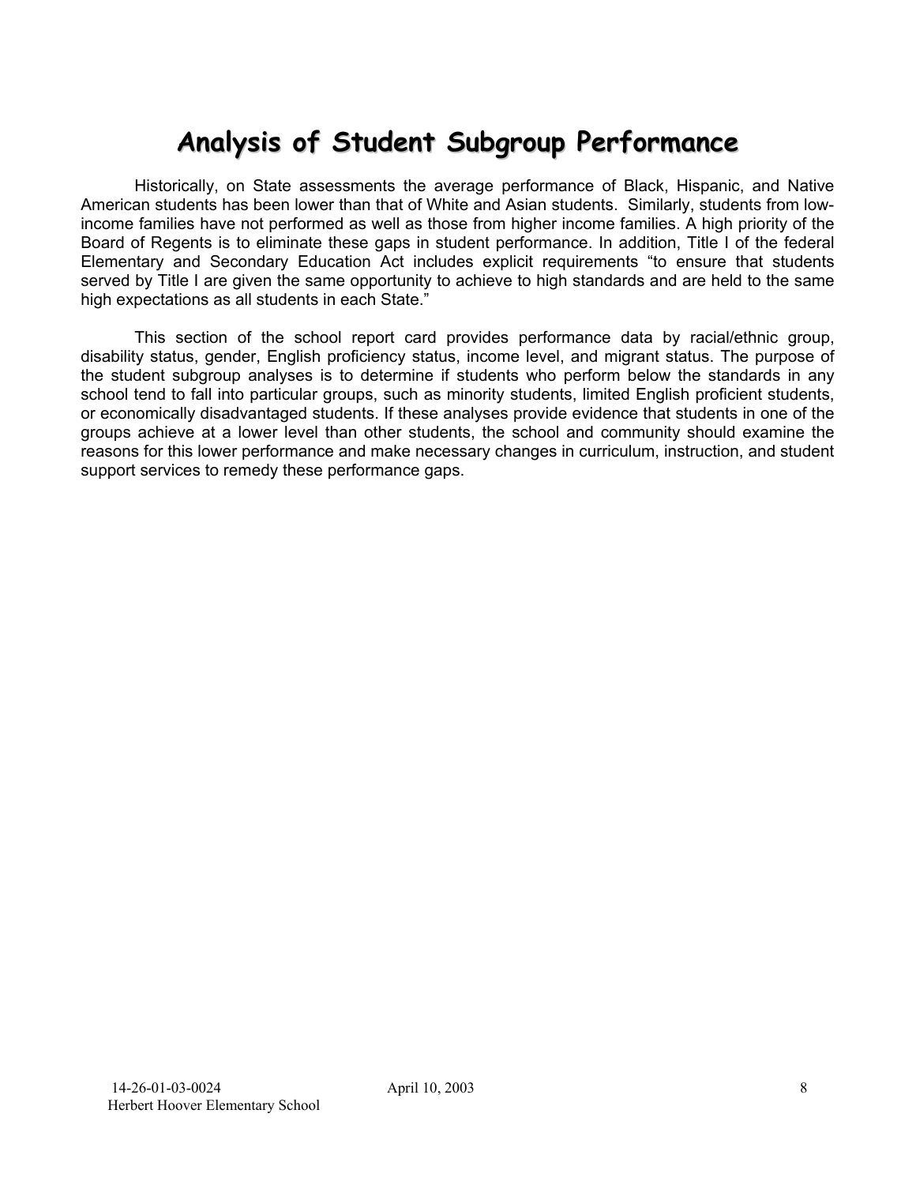# Analysis of Student Subgroup Performance

Historically, on State assessments the average performance of Black, Hispanic, and Native American students has been lower than that of White and Asian students. Similarly, students from low-income families have not performed as well as those from higher income families. A high priority of the Board of Regents is to eliminate these gaps in student performance. In addition, Title I of the federal Elementary and Secondary Education Act includes explicit requirements "to ensure that students served by Title I are given the same opportunity to achieve to high standards and are held to the same high expectations as all students in each State."

This section of the school report card provides performance data by racial/ethnic group, disability status, gender, English proficiency status, income level, and migrant status. The purpose of the student subgroup analyses is to determine if students who perform below the standards in any school tend to fall into particular groups, such as minority students, limited English proficient students, or economically disadvantaged students. If these analyses provide evidence that students in one of the groups achieve at a lower level than other students, the school and community should examine the reasons for this lower performance and make necessary changes in curriculum, instruction, and student support services to remedy these performance gaps.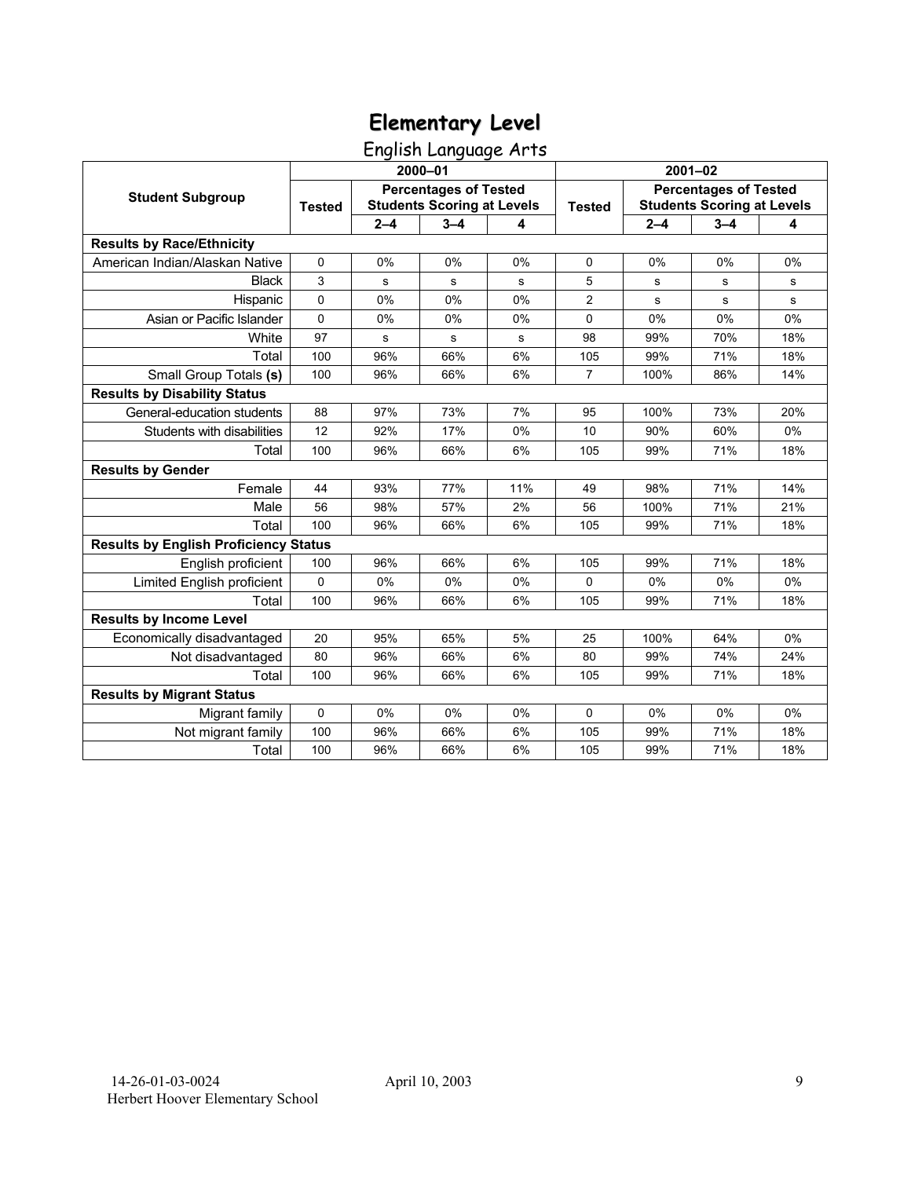# Elementary Level

## English Language Arts

| Student Subgroup | 2000–01 | | | | 2001–02 | | | |
|---|---|---|---|---|---|---|---|---|
| | Tested | Percentages of Tested Students Scoring at Levels | | | Tested | Percentages of Tested Students Scoring at Levels | | |
| | | 2–4 | 3–4 | 4 | | 2–4 | 3–4 | 4 |
| **Results by Race/Ethnicity** | | | | | | | | |
| American Indian/Alaskan Native | 0 | 0% | 0% | 0% | 0 | 0% | 0% | 0% |
| Black | 3 | s | s | s | 5 | s | s | s |
| Hispanic | 0 | 0% | 0% | 0% | 2 | s | s | s |
| Asian or Pacific Islander | 0 | 0% | 0% | 0% | 0 | 0% | 0% | 0% |
| White | 97 | s | s | s | 98 | 99% | 70% | 18% |
| Total | 100 | 96% | 66% | 6% | 105 | 99% | 71% | 18% |
| Small Group Totals **(s)** | 100 | 96% | 66% | 6% | 7 | 100% | 86% | 14% |
| **Results by Disability Status** | | | | | | | | |
| General-education students | 88 | 97% | 73% | 7% | 95 | 100% | 73% | 20% |
| Students with disabilities | 12 | 92% | 17% | 0% | 10 | 90% | 60% | 0% |
| Total | 100 | 96% | 66% | 6% | 105 | 99% | 71% | 18% |
| **Results by Gender** | | | | | | | | |
| Female | 44 | 93% | 77% | 11% | 49 | 98% | 71% | 14% |
| Male | 56 | 98% | 57% | 2% | 56 | 100% | 71% | 21% |
| Total | 100 | 96% | 66% | 6% | 105 | 99% | 71% | 18% |
| **Results by English Proficiency Status** | | | | | | | | |
| English proficient | 100 | 96% | 66% | 6% | 105 | 99% | 71% | 18% |
| Limited English proficient | 0 | 0% | 0% | 0% | 0 | 0% | 0% | 0% |
| Total | 100 | 96% | 66% | 6% | 105 | 99% | 71% | 18% |
| **Results by Income Level** | | | | | | | | |
| Economically disadvantaged | 20 | 95% | 65% | 5% | 25 | 100% | 64% | 0% |
| Not disadvantaged | 80 | 96% | 66% | 6% | 80 | 99% | 74% | 24% |
| Total | 100 | 96% | 66% | 6% | 105 | 99% | 71% | 18% |
| **Results by Migrant Status** | | | | | | | | |
| Migrant family | 0 | 0% | 0% | 0% | 0 | 0% | 0% | 0% |
| Not migrant family | 100 | 96% | 66% | 6% | 105 | 99% | 71% | 18% |
| Total | 100 | 96% | 66% | 6% | 105 | 99% | 71% | 18% |

14-26-01-03-0024
Herbert Hoover Elementary School

April 10, 2003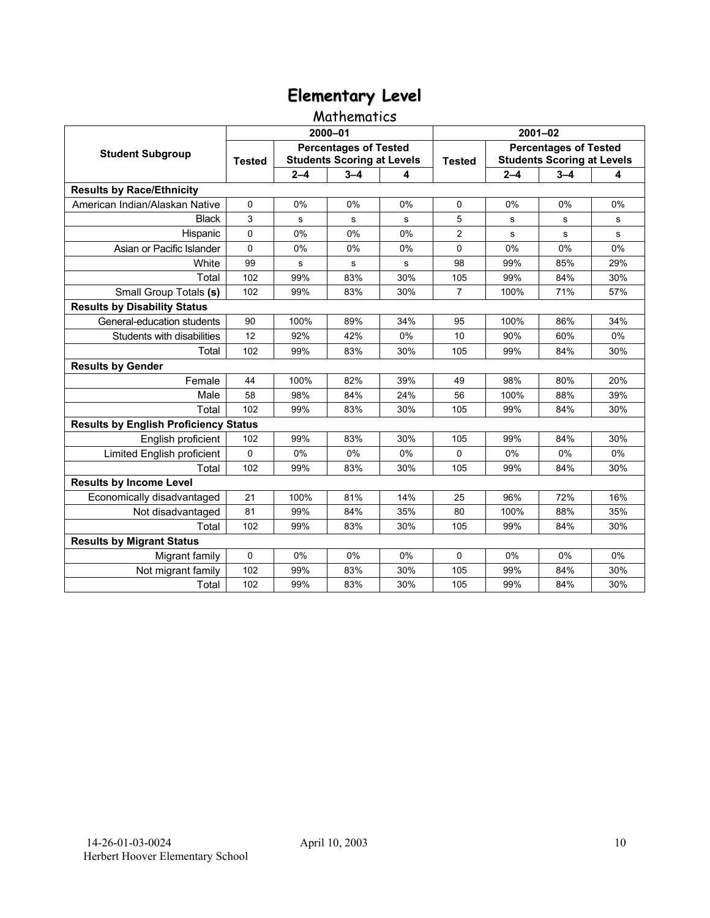# Elementary Level

## Mathematics

| Student Subgroup | 2000–01 | | | | 2001–02 | | | |
|---|---|---|---|---|---|---|---|---|
| | Tested | Percentages of Tested Students Scoring at Levels | | | Tested | Percentages of Tested Students Scoring at Levels | | |
| | | 2–4 | 3–4 | 4 | | 2–4 | 3–4 | 4 |
| **Results by Race/Ethnicity** | | | | | | | | |
| American Indian/Alaskan Native | 0 | 0% | 0% | 0% | 0 | 0% | 0% | 0% |
| Black | 3 | s | s | s | 5 | s | s | s |
| Hispanic | 0 | 0% | 0% | 0% | 2 | s | s | s |
| Asian or Pacific Islander | 0 | 0% | 0% | 0% | 0 | 0% | 0% | 0% |
| White | 99 | s | s | s | 98 | 99% | 85% | 29% |
| Total | 102 | 99% | 83% | 30% | 105 | 99% | 84% | 30% |
| Small Group Totals **(s)** | 102 | 99% | 83% | 30% | 7 | 100% | 71% | 57% |
| **Results by Disability Status** | | | | | | | | |
| General-education students | 90 | 100% | 89% | 34% | 95 | 100% | 86% | 34% |
| Students with disabilities | 12 | 92% | 42% | 0% | 10 | 90% | 60% | 0% |
| Total | 102 | 99% | 83% | 30% | 105 | 99% | 84% | 30% |
| **Results by Gender** | | | | | | | | |
| Female | 44 | 100% | 82% | 39% | 49 | 98% | 80% | 20% |
| Male | 58 | 98% | 84% | 24% | 56 | 100% | 88% | 39% |
| Total | 102 | 99% | 83% | 30% | 105 | 99% | 84% | 30% |
| **Results by English Proficiency Status** | | | | | | | | |
| English proficient | 102 | 99% | 83% | 30% | 105 | 99% | 84% | 30% |
| Limited English proficient | 0 | 0% | 0% | 0% | 0 | 0% | 0% | 0% |
| Total | 102 | 99% | 83% | 30% | 105 | 99% | 84% | 30% |
| **Results by Income Level** | | | | | | | | |
| Economically disadvantaged | 21 | 100% | 81% | 14% | 25 | 96% | 72% | 16% |
| Not disadvantaged | 81 | 99% | 84% | 35% | 80 | 100% | 88% | 35% |
| Total | 102 | 99% | 83% | 30% | 105 | 99% | 84% | 30% |
| **Results by Migrant Status** | | | | | | | | |
| Migrant family | 0 | 0% | 0% | 0% | 0 | 0% | 0% | 0% |
| Not migrant family | 102 | 99% | 83% | 30% | 105 | 99% | 84% | 30% |
| Total | 102 | 99% | 83% | 30% | 105 | 99% | 84% | 30% |

14-26-01-03-0024
Herbert Hoover Elementary School

April 10, 2003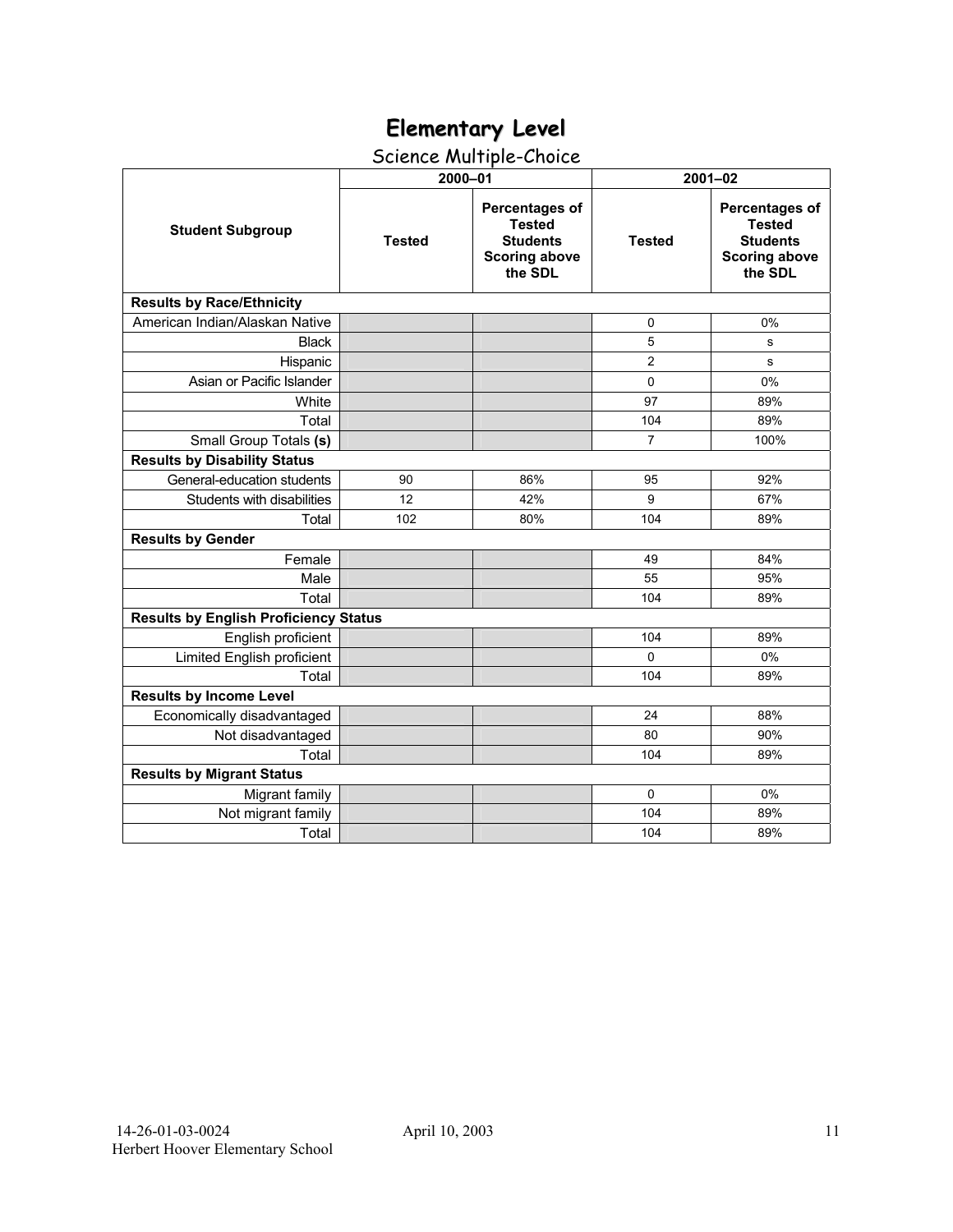# Elementary Level

## Science Multiple-Choice

| Student Subgroup | 2000–01 | | 2001–02 | |
|---|---|---|---|---|
| | Tested | Percentages of Tested Students Scoring above the SDL | Tested | Percentages of Tested Students Scoring above the SDL |
| **Results by Race/Ethnicity** | | | | |
| American Indian/Alaskan Native | | | 0 | 0% |
| Black | | | 5 | s |
| Hispanic | | | 2 | s |
| Asian or Pacific Islander | | | 0 | 0% |
| White | | | 97 | 89% |
| Total | | | 104 | 89% |
| Small Group Totals **(s)** | | | 7 | 100% |
| **Results by Disability Status** | | | | |
| General-education students | 90 | 86% | 95 | 92% |
| Students with disabilities | 12 | 42% | 9 | 67% |
| Total | 102 | 80% | 104 | 89% |
| **Results by Gender** | | | | |
| Female | | | 49 | 84% |
| Male | | | 55 | 95% |
| Total | | | 104 | 89% |
| **Results by English Proficiency Status** | | | | |
| English proficient | | | 104 | 89% |
| Limited English proficient | | | 0 | 0% |
| Total | | | 104 | 89% |
| **Results by Income Level** | | | | |
| Economically disadvantaged | | | 24 | 88% |
| Not disadvantaged | | | 80 | 90% |
| Total | | | 104 | 89% |
| **Results by Migrant Status** | | | | |
| Migrant family | | | 0 | 0% |
| Not migrant family | | | 104 | 89% |
| Total | | | 104 | 89% |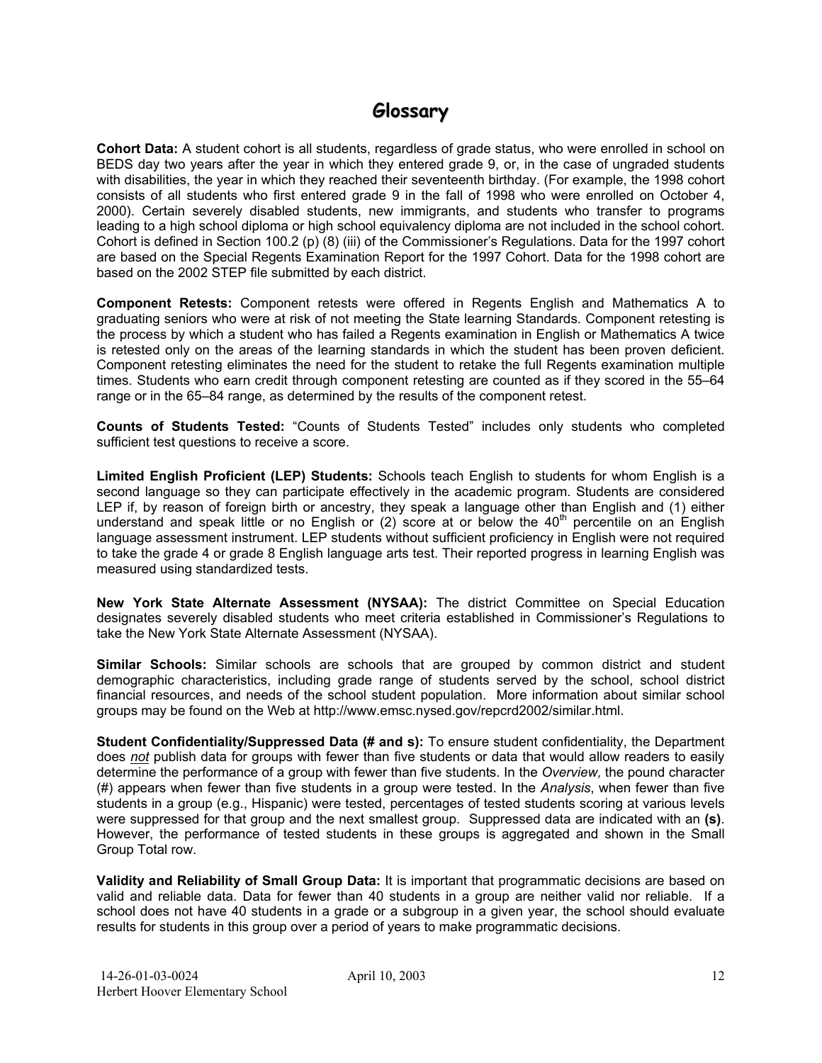# Glossary

**Cohort Data:** A student cohort is all students, regardless of grade status, who were enrolled in school on BEDS day two years after the year in which they entered grade 9, or, in the case of ungraded students with disabilities, the year in which they reached their seventeenth birthday. (For example, the 1998 cohort consists of all students who first entered grade 9 in the fall of 1998 who were enrolled on October 4, 2000). Certain severely disabled students, new immigrants, and students who transfer to programs leading to a high school diploma or high school equivalency diploma are not included in the school cohort. Cohort is defined in Section 100.2 (p) (8) (iii) of the Commissioner's Regulations. Data for the 1997 cohort are based on the Special Regents Examination Report for the 1997 Cohort. Data for the 1998 cohort are based on the 2002 STEP file submitted by each district.

**Component Retests:** Component retests were offered in Regents English and Mathematics A to graduating seniors who were at risk of not meeting the State learning Standards. Component retesting is the process by which a student who has failed a Regents examination in English or Mathematics A twice is retested only on the areas of the learning standards in which the student has been proven deficient. Component retesting eliminates the need for the student to retake the full Regents examination multiple times. Students who earn credit through component retesting are counted as if they scored in the 55–64 range or in the 65–84 range, as determined by the results of the component retest.

**Counts of Students Tested:** "Counts of Students Tested" includes only students who completed sufficient test questions to receive a score.

**Limited English Proficient (LEP) Students:** Schools teach English to students for whom English is a second language so they can participate effectively in the academic program. Students are considered LEP if, by reason of foreign birth or ancestry, they speak a language other than English and (1) either understand and speak little or no English or (2) score at or below the 40th percentile on an English language assessment instrument. LEP students without sufficient proficiency in English were not required to take the grade 4 or grade 8 English language arts test. Their reported progress in learning English was measured using standardized tests.

**New York State Alternate Assessment (NYSAA):** The district Committee on Special Education designates severely disabled students who meet criteria established in Commissioner's Regulations to take the New York State Alternate Assessment (NYSAA).

**Similar Schools:** Similar schools are schools that are grouped by common district and student demographic characteristics, including grade range of students served by the school, school district financial resources, and needs of the school student population. More information about similar school groups may be found on the Web at http://www.emsc.nysed.gov/repcrd2002/similar.html.

**Student Confidentiality/Suppressed Data (# and s):** To ensure student confidentiality, the Department does *not* publish data for groups with fewer than five students or data that would allow readers to easily determine the performance of a group with fewer than five students. In the *Overview,* the pound character (#) appears when fewer than five students in a group were tested. In the *Analysis*, when fewer than five students in a group (e.g., Hispanic) were tested, percentages of tested students scoring at various levels were suppressed for that group and the next smallest group. Suppressed data are indicated with an **(s)**. However, the performance of tested students in these groups is aggregated and shown in the Small Group Total row.

**Validity and Reliability of Small Group Data:** It is important that programmatic decisions are based on valid and reliable data. Data for fewer than 40 students in a group are neither valid nor reliable. If a school does not have 40 students in a grade or a subgroup in a given year, the school should evaluate results for students in this group over a period of years to make programmatic decisions.